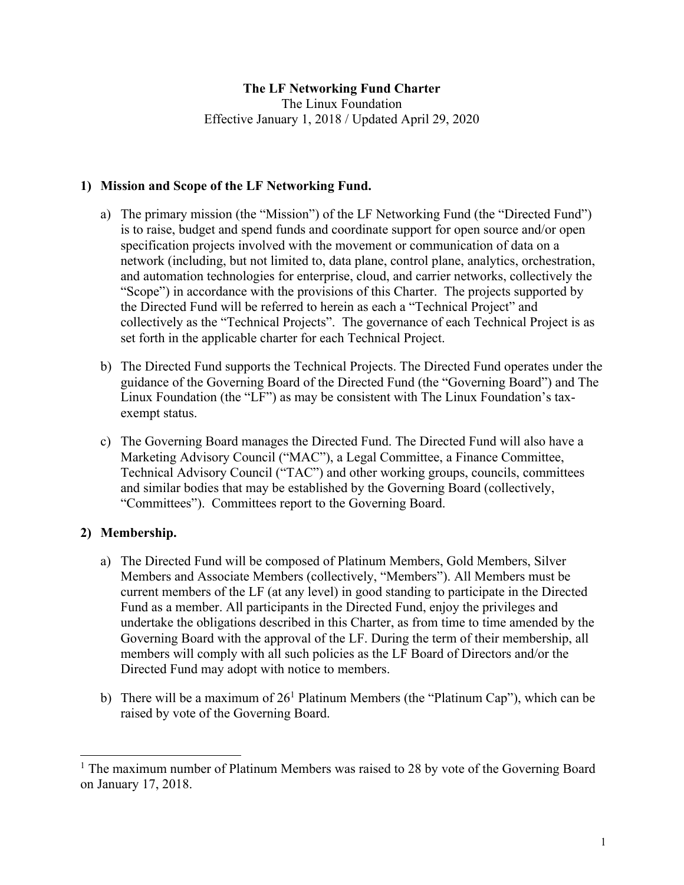**The LF Networking Fund Charter**
The Linux Foundation
Effective January 1, 2018 / Updated April 29, 2020

## 1) Mission and Scope of the LF Networking Fund.

a) The primary mission (the "Mission") of the LF Networking Fund (the "Directed Fund") is to raise, budget and spend funds and coordinate support for open source and/or open specification projects involved with the movement or communication of data on a network (including, but not limited to, data plane, control plane, analytics, orchestration, and automation technologies for enterprise, cloud, and carrier networks, collectively the "Scope") in accordance with the provisions of this Charter. The projects supported by the Directed Fund will be referred to herein as each a "Technical Project" and collectively as the "Technical Projects". The governance of each Technical Project is as set forth in the applicable charter for each Technical Project.

b) The Directed Fund supports the Technical Projects. The Directed Fund operates under the guidance of the Governing Board of the Directed Fund (the "Governing Board") and The Linux Foundation (the "LF") as may be consistent with The Linux Foundation's tax-exempt status.

c) The Governing Board manages the Directed Fund. The Directed Fund will also have a Marketing Advisory Council ("MAC"), a Legal Committee, a Finance Committee, Technical Advisory Council ("TAC") and other working groups, councils, committees and similar bodies that may be established by the Governing Board (collectively, "Committees"). Committees report to the Governing Board.

## 2) Membership.

a) The Directed Fund will be composed of Platinum Members, Gold Members, Silver Members and Associate Members (collectively, "Members"). All Members must be current members of the LF (at any level) in good standing to participate in the Directed Fund as a member. All participants in the Directed Fund, enjoy the privileges and undertake the obligations described in this Charter, as from time to time amended by the Governing Board with the approval of the LF. During the term of their membership, all members will comply with all such policies as the LF Board of Directors and/or the Directed Fund may adopt with notice to members.

b) There will be a maximum of 26[1] Platinum Members (the "Platinum Cap"), which can be raised by vote of the Governing Board.

[1] The maximum number of Platinum Members was raised to 28 by vote of the Governing Board on January 17, 2018.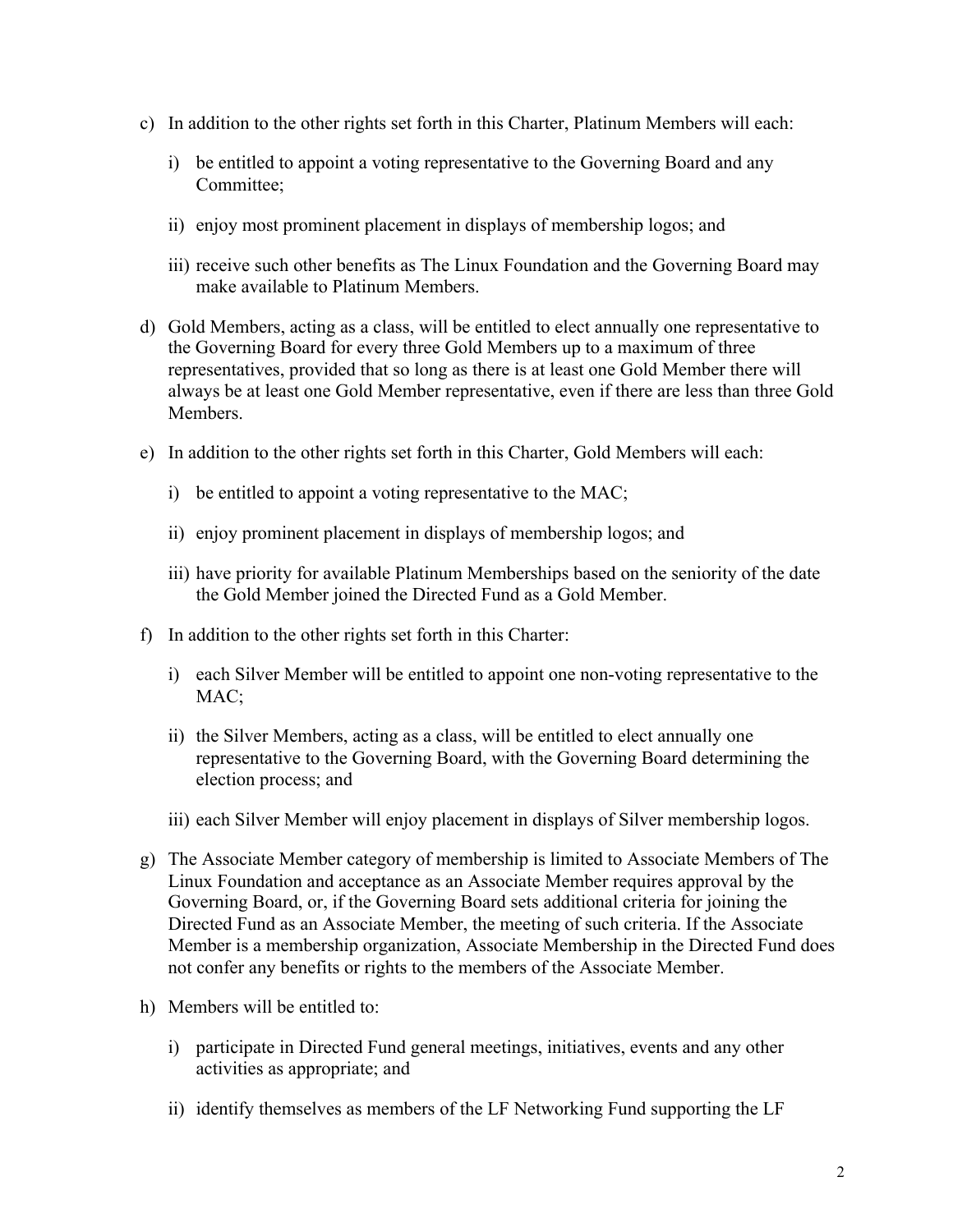c) In addition to the other rights set forth in this Charter, Platinum Members will each:

   i) be entitled to appoint a voting representative to the Governing Board and any Committee;

   ii) enjoy most prominent placement in displays of membership logos; and

   iii) receive such other benefits as The Linux Foundation and the Governing Board may make available to Platinum Members.

d) Gold Members, acting as a class, will be entitled to elect annually one representative to the Governing Board for every three Gold Members up to a maximum of three representatives, provided that so long as there is at least one Gold Member there will always be at least one Gold Member representative, even if there are less than three Gold Members.

e) In addition to the other rights set forth in this Charter, Gold Members will each:

   i) be entitled to appoint a voting representative to the MAC;

   ii) enjoy prominent placement in displays of membership logos; and

   iii) have priority for available Platinum Memberships based on the seniority of the date the Gold Member joined the Directed Fund as a Gold Member.

f) In addition to the other rights set forth in this Charter:

   i) each Silver Member will be entitled to appoint one non-voting representative to the MAC;

   ii) the Silver Members, acting as a class, will be entitled to elect annually one representative to the Governing Board, with the Governing Board determining the election process; and

   iii) each Silver Member will enjoy placement in displays of Silver membership logos.

g) The Associate Member category of membership is limited to Associate Members of The Linux Foundation and acceptance as an Associate Member requires approval by the Governing Board, or, if the Governing Board sets additional criteria for joining the Directed Fund as an Associate Member, the meeting of such criteria. If the Associate Member is a membership organization, Associate Membership in the Directed Fund does not confer any benefits or rights to the members of the Associate Member.

h) Members will be entitled to:

   i) participate in Directed Fund general meetings, initiatives, events and any other activities as appropriate; and

   ii) identify themselves as members of the LF Networking Fund supporting the LF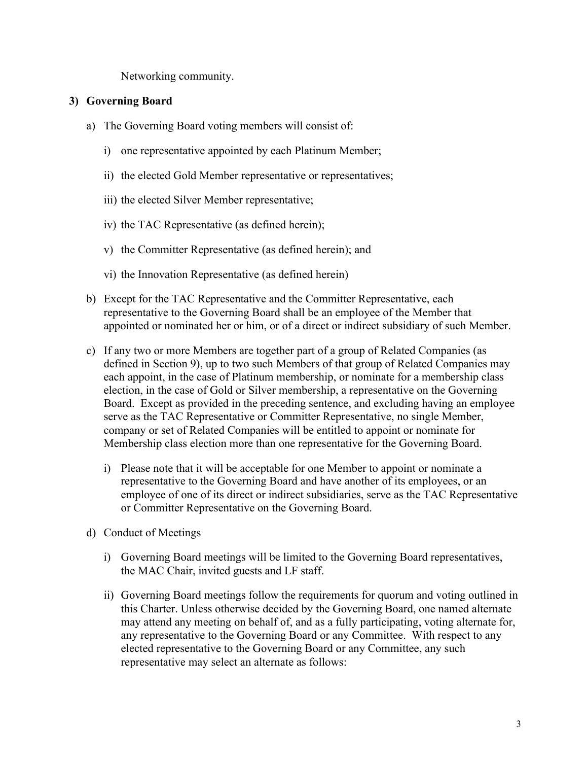Networking community.

## 3) Governing Board

a) The Governing Board voting members will consist of:

   i) one representative appointed by each Platinum Member;

   ii) the elected Gold Member representative or representatives;

   iii) the elected Silver Member representative;

   iv) the TAC Representative (as defined herein);

   v) the Committer Representative (as defined herein); and

   vi) the Innovation Representative (as defined herein)

b) Except for the TAC Representative and the Committer Representative, each representative to the Governing Board shall be an employee of the Member that appointed or nominated her or him, or of a direct or indirect subsidiary of such Member.

c) If any two or more Members are together part of a group of Related Companies (as defined in Section 9), up to two such Members of that group of Related Companies may each appoint, in the case of Platinum membership, or nominate for a membership class election, in the case of Gold or Silver membership, a representative on the Governing Board. Except as provided in the preceding sentence, and excluding having an employee serve as the TAC Representative or Committer Representative, no single Member, company or set of Related Companies will be entitled to appoint or nominate for Membership class election more than one representative for the Governing Board.

   i) Please note that it will be acceptable for one Member to appoint or nominate a representative to the Governing Board and have another of its employees, or an employee of one of its direct or indirect subsidiaries, serve as the TAC Representative or Committer Representative on the Governing Board.

d) Conduct of Meetings

   i) Governing Board meetings will be limited to the Governing Board representatives, the MAC Chair, invited guests and LF staff.

   ii) Governing Board meetings follow the requirements for quorum and voting outlined in this Charter. Unless otherwise decided by the Governing Board, one named alternate may attend any meeting on behalf of, and as a fully participating, voting alternate for, any representative to the Governing Board or any Committee. With respect to any elected representative to the Governing Board or any Committee, any such representative may select an alternate as follows: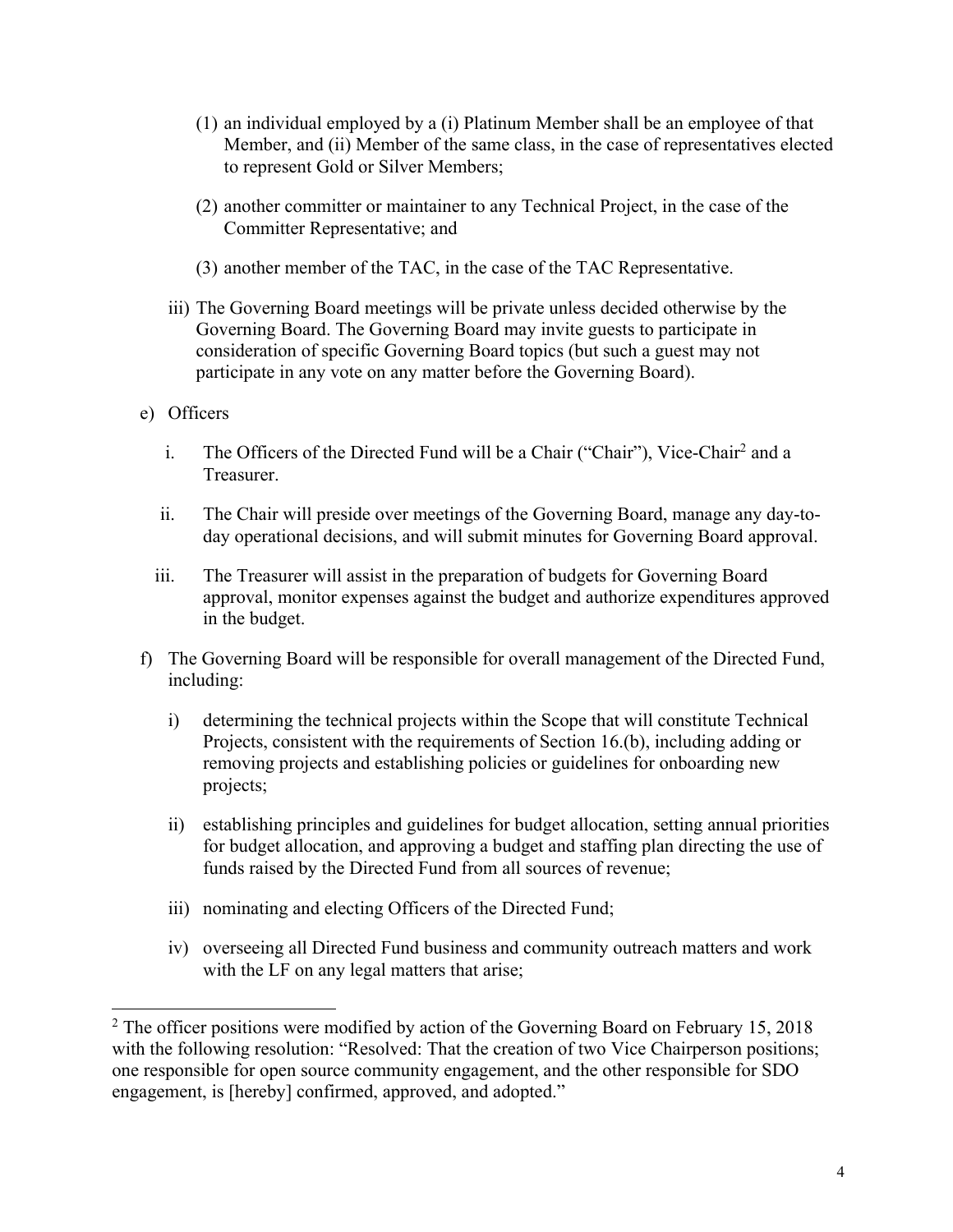(1) an individual employed by a (i) Platinum Member shall be an employee of that Member, and (ii) Member of the same class, in the case of representatives elected to represent Gold or Silver Members;

(2) another committer or maintainer to any Technical Project, in the case of the Committer Representative; and

(3) another member of the TAC, in the case of the TAC Representative.

iii) The Governing Board meetings will be private unless decided otherwise by the Governing Board. The Governing Board may invite guests to participate in consideration of specific Governing Board topics (but such a guest may not participate in any vote on any matter before the Governing Board).

e) Officers

i. The Officers of the Directed Fund will be a Chair ("Chair"), Vice-Chair[2] and a Treasurer.

ii. The Chair will preside over meetings of the Governing Board, manage any day-to-day operational decisions, and will submit minutes for Governing Board approval.

iii. The Treasurer will assist in the preparation of budgets for Governing Board approval, monitor expenses against the budget and authorize expenditures approved in the budget.

f) The Governing Board will be responsible for overall management of the Directed Fund, including:

i) determining the technical projects within the Scope that will constitute Technical Projects, consistent with the requirements of Section 16.(b), including adding or removing projects and establishing policies or guidelines for onboarding new projects;

ii) establishing principles and guidelines for budget allocation, setting annual priorities for budget allocation, and approving a budget and staffing plan directing the use of funds raised by the Directed Fund from all sources of revenue;

iii) nominating and electing Officers of the Directed Fund;

iv) overseeing all Directed Fund business and community outreach matters and work with the LF on any legal matters that arise;

[2] The officer positions were modified by action of the Governing Board on February 15, 2018 with the following resolution: "Resolved: That the creation of two Vice Chairperson positions; one responsible for open source community engagement, and the other responsible for SDO engagement, is [hereby] confirmed, approved, and adopted."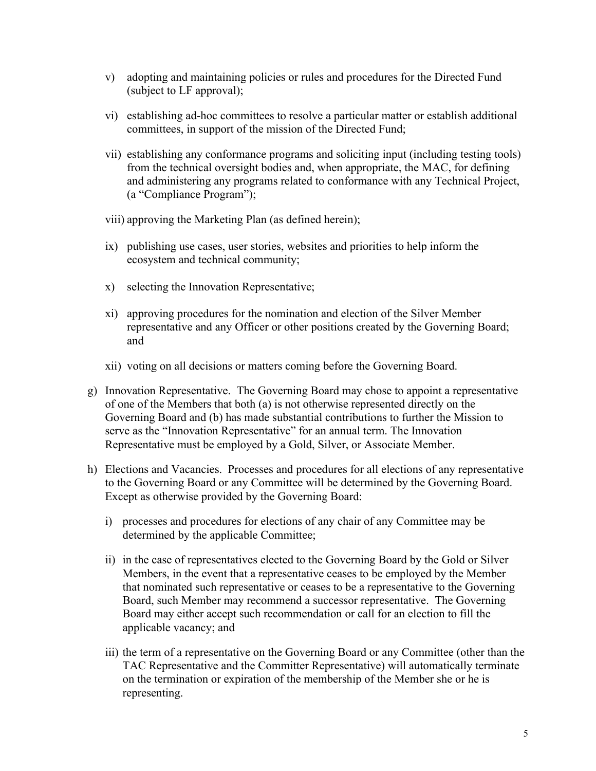v) adopting and maintaining policies or rules and procedures for the Directed Fund (subject to LF approval);

   vi) establishing ad-hoc committees to resolve a particular matter or establish additional committees, in support of the mission of the Directed Fund;

   vii) establishing any conformance programs and soliciting input (including testing tools) from the technical oversight bodies and, when appropriate, the MAC, for defining and administering any programs related to conformance with any Technical Project, (a "Compliance Program");

   viii) approving the Marketing Plan (as defined herein);

   ix) publishing use cases, user stories, websites and priorities to help inform the ecosystem and technical community;

   x) selecting the Innovation Representative;

   xi) approving procedures for the nomination and election of the Silver Member representative and any Officer or other positions created by the Governing Board; and

   xii) voting on all decisions or matters coming before the Governing Board.

g) Innovation Representative. The Governing Board may chose to appoint a representative of one of the Members that both (a) is not otherwise represented directly on the Governing Board and (b) has made substantial contributions to further the Mission to serve as the "Innovation Representative" for an annual term. The Innovation Representative must be employed by a Gold, Silver, or Associate Member.

h) Elections and Vacancies. Processes and procedures for all elections of any representative to the Governing Board or any Committee will be determined by the Governing Board. Except as otherwise provided by the Governing Board:

   i) processes and procedures for elections of any chair of any Committee may be determined by the applicable Committee;

   ii) in the case of representatives elected to the Governing Board by the Gold or Silver Members, in the event that a representative ceases to be employed by the Member that nominated such representative or ceases to be a representative to the Governing Board, such Member may recommend a successor representative. The Governing Board may either accept such recommendation or call for an election to fill the applicable vacancy; and

   iii) the term of a representative on the Governing Board or any Committee (other than the TAC Representative and the Committer Representative) will automatically terminate on the termination or expiration of the membership of the Member she or he is representing.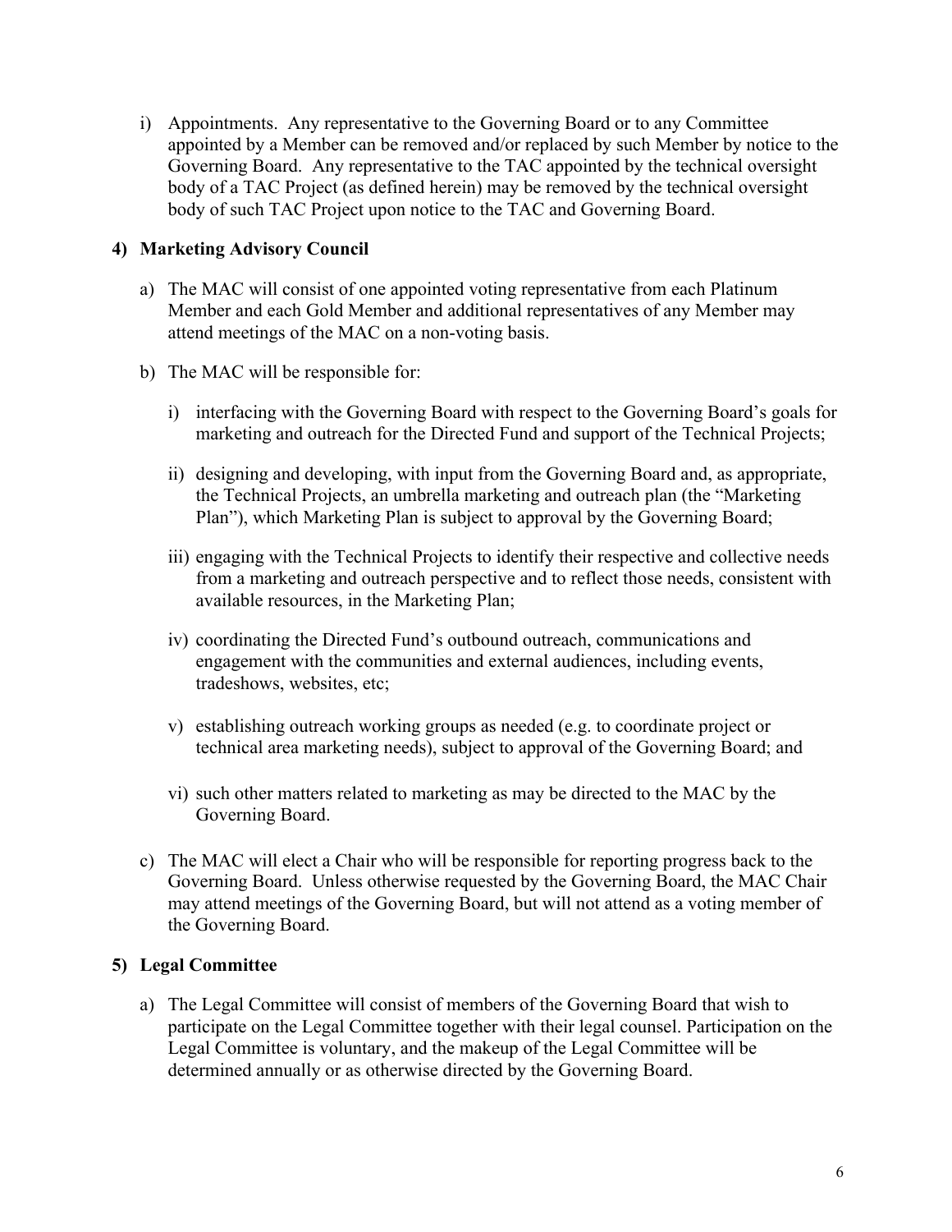i) Appointments. Any representative to the Governing Board or to any Committee appointed by a Member can be removed and/or replaced by such Member by notice to the Governing Board. Any representative to the TAC appointed by the technical oversight body of a TAC Project (as defined herein) may be removed by the technical oversight body of such TAC Project upon notice to the TAC and Governing Board.

**4) Marketing Advisory Council**

a) The MAC will consist of one appointed voting representative from each Platinum Member and each Gold Member and additional representatives of any Member may attend meetings of the MAC on a non-voting basis.

b) The MAC will be responsible for:

   i) interfacing with the Governing Board with respect to the Governing Board's goals for marketing and outreach for the Directed Fund and support of the Technical Projects;

   ii) designing and developing, with input from the Governing Board and, as appropriate, the Technical Projects, an umbrella marketing and outreach plan (the "Marketing Plan"), which Marketing Plan is subject to approval by the Governing Board;

   iii) engaging with the Technical Projects to identify their respective and collective needs from a marketing and outreach perspective and to reflect those needs, consistent with available resources, in the Marketing Plan;

   iv) coordinating the Directed Fund's outbound outreach, communications and engagement with the communities and external audiences, including events, tradeshows, websites, etc;

   v) establishing outreach working groups as needed (e.g. to coordinate project or technical area marketing needs), subject to approval of the Governing Board; and

   vi) such other matters related to marketing as may be directed to the MAC by the Governing Board.

c) The MAC will elect a Chair who will be responsible for reporting progress back to the Governing Board. Unless otherwise requested by the Governing Board, the MAC Chair may attend meetings of the Governing Board, but will not attend as a voting member of the Governing Board.

**5) Legal Committee**

a) The Legal Committee will consist of members of the Governing Board that wish to participate on the Legal Committee together with their legal counsel. Participation on the Legal Committee is voluntary, and the makeup of the Legal Committee will be determined annually or as otherwise directed by the Governing Board.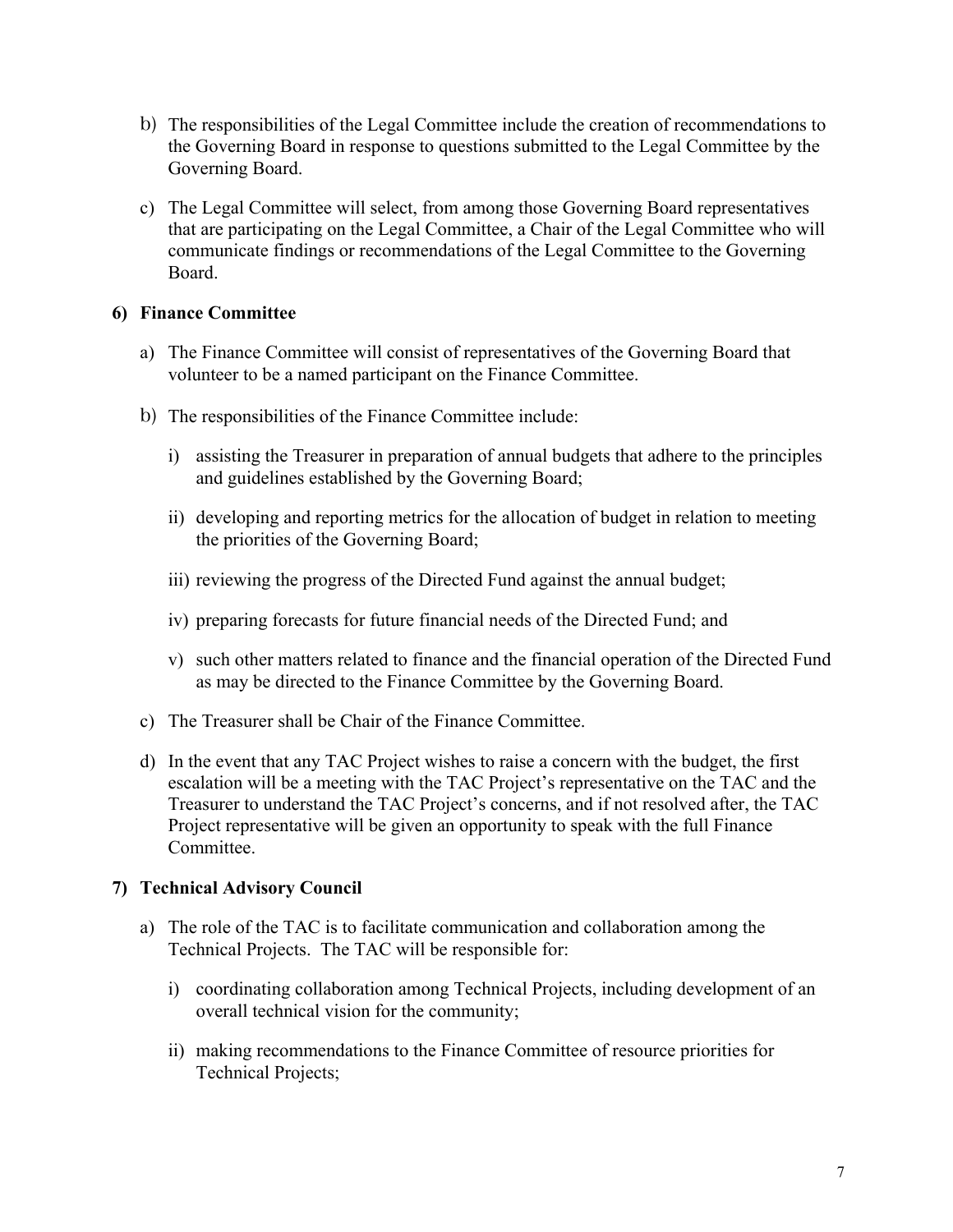b) The responsibilities of the Legal Committee include the creation of recommendations to the Governing Board in response to questions submitted to the Legal Committee by the Governing Board.

c) The Legal Committee will select, from among those Governing Board representatives that are participating on the Legal Committee, a Chair of the Legal Committee who will communicate findings or recommendations of the Legal Committee to the Governing Board.

**6) Finance Committee**

a) The Finance Committee will consist of representatives of the Governing Board that volunteer to be a named participant on the Finance Committee.

b) The responsibilities of the Finance Committee include:

i) assisting the Treasurer in preparation of annual budgets that adhere to the principles and guidelines established by the Governing Board;

ii) developing and reporting metrics for the allocation of budget in relation to meeting the priorities of the Governing Board;

iii) reviewing the progress of the Directed Fund against the annual budget;

iv) preparing forecasts for future financial needs of the Directed Fund; and

v) such other matters related to finance and the financial operation of the Directed Fund as may be directed to the Finance Committee by the Governing Board.

c) The Treasurer shall be Chair of the Finance Committee.

d) In the event that any TAC Project wishes to raise a concern with the budget, the first escalation will be a meeting with the TAC Project's representative on the TAC and the Treasurer to understand the TAC Project's concerns, and if not resolved after, the TAC Project representative will be given an opportunity to speak with the full Finance Committee.

**7) Technical Advisory Council**

a) The role of the TAC is to facilitate communication and collaboration among the Technical Projects. The TAC will be responsible for:

i) coordinating collaboration among Technical Projects, including development of an overall technical vision for the community;

ii) making recommendations to the Finance Committee of resource priorities for Technical Projects;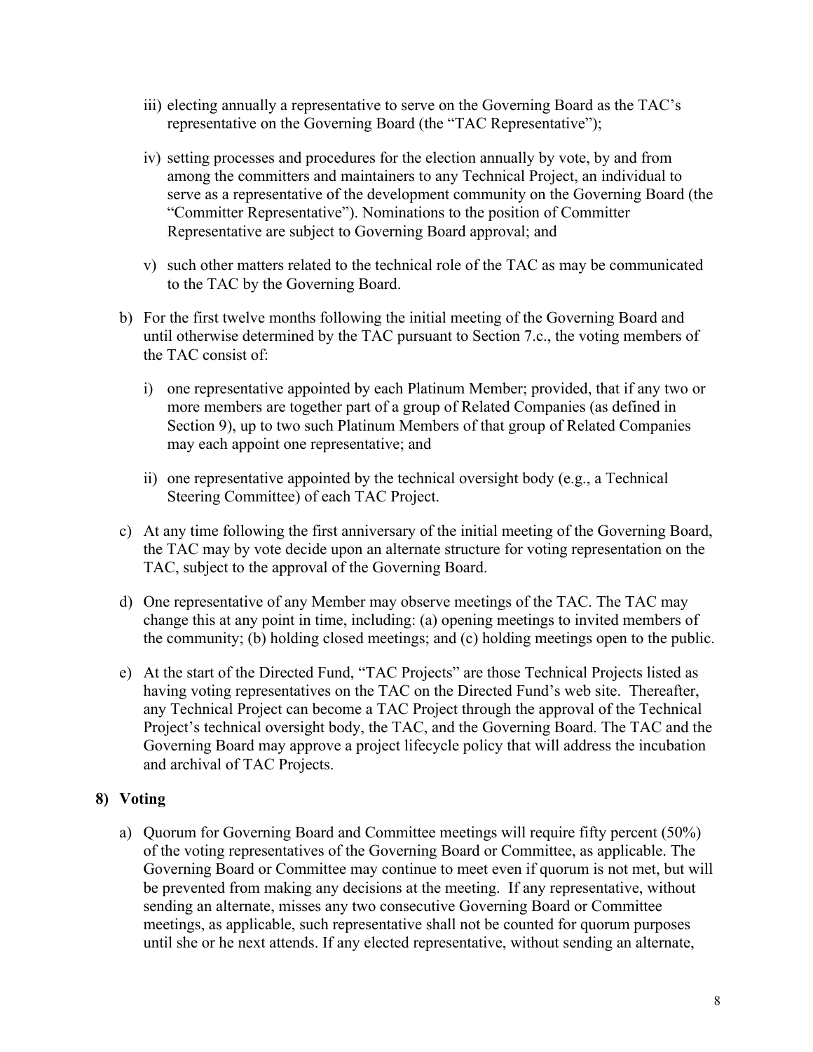iii) electing annually a representative to serve on the Governing Board as the TAC's representative on the Governing Board (the "TAC Representative");

iv) setting processes and procedures for the election annually by vote, by and from among the committers and maintainers to any Technical Project, an individual to serve as a representative of the development community on the Governing Board (the "Committer Representative"). Nominations to the position of Committer Representative are subject to Governing Board approval; and

v) such other matters related to the technical role of the TAC as may be communicated to the TAC by the Governing Board.

b) For the first twelve months following the initial meeting of the Governing Board and until otherwise determined by the TAC pursuant to Section 7.c., the voting members of the TAC consist of:

   i) one representative appointed by each Platinum Member; provided, that if any two or more members are together part of a group of Related Companies (as defined in Section 9), up to two such Platinum Members of that group of Related Companies may each appoint one representative; and

   ii) one representative appointed by the technical oversight body (e.g., a Technical Steering Committee) of each TAC Project.

c) At any time following the first anniversary of the initial meeting of the Governing Board, the TAC may by vote decide upon an alternate structure for voting representation on the TAC, subject to the approval of the Governing Board.

d) One representative of any Member may observe meetings of the TAC. The TAC may change this at any point in time, including: (a) opening meetings to invited members of the community; (b) holding closed meetings; and (c) holding meetings open to the public.

e) At the start of the Directed Fund, "TAC Projects" are those Technical Projects listed as having voting representatives on the TAC on the Directed Fund's web site. Thereafter, any Technical Project can become a TAC Project through the approval of the Technical Project's technical oversight body, the TAC, and the Governing Board. The TAC and the Governing Board may approve a project lifecycle policy that will address the incubation and archival of TAC Projects.

## 8) Voting

a) Quorum for Governing Board and Committee meetings will require fifty percent (50%) of the voting representatives of the Governing Board or Committee, as applicable. The Governing Board or Committee may continue to meet even if quorum is not met, but will be prevented from making any decisions at the meeting. If any representative, without sending an alternate, misses any two consecutive Governing Board or Committee meetings, as applicable, such representative shall not be counted for quorum purposes until she or he next attends. If any elected representative, without sending an alternate,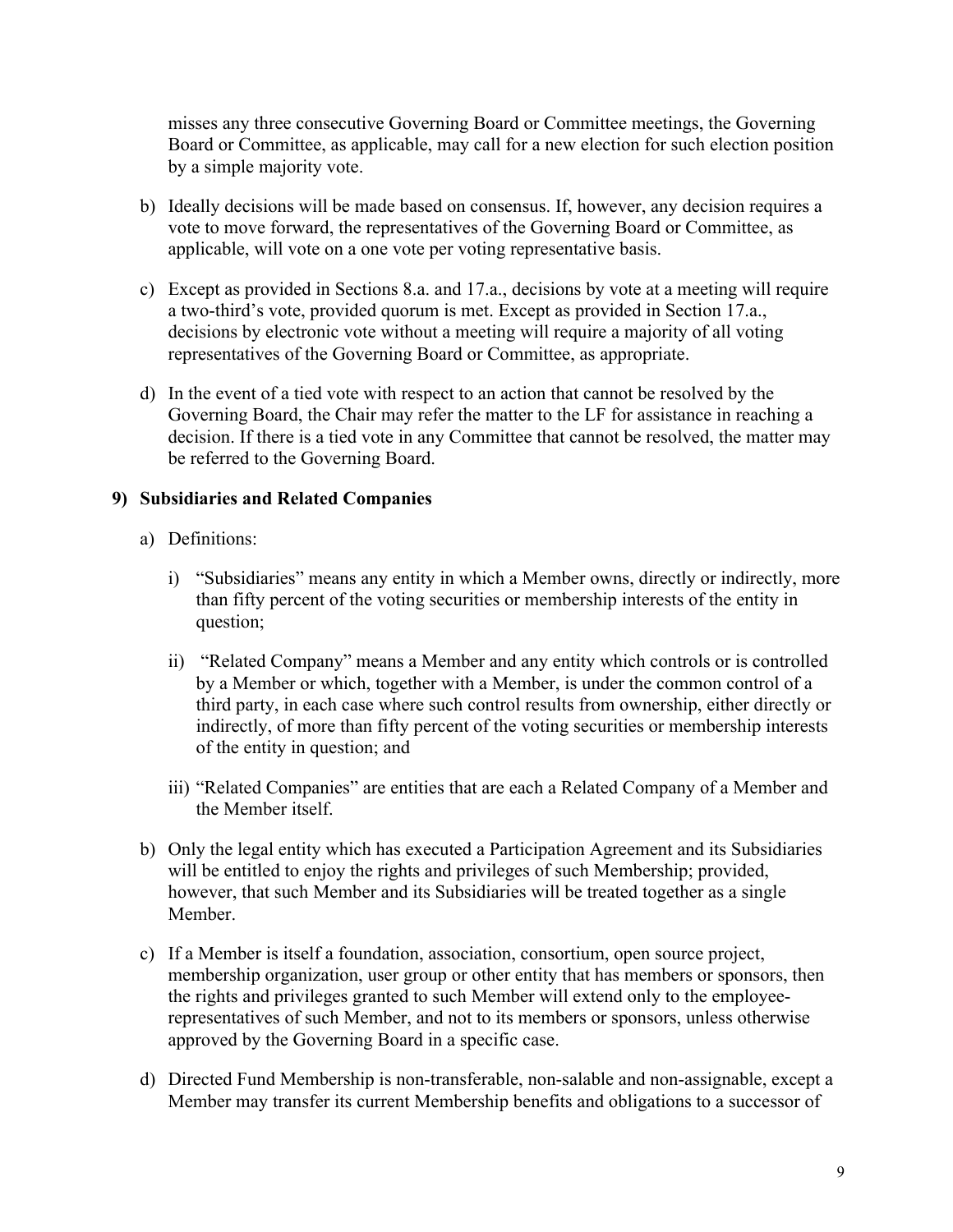misses any three consecutive Governing Board or Committee meetings, the Governing Board or Committee, as applicable, may call for a new election for such election position by a simple majority vote.

b) Ideally decisions will be made based on consensus. If, however, any decision requires a vote to move forward, the representatives of the Governing Board or Committee, as applicable, will vote on a one vote per voting representative basis.

c) Except as provided in Sections 8.a. and 17.a., decisions by vote at a meeting will require a two-third's vote, provided quorum is met. Except as provided in Section 17.a., decisions by electronic vote without a meeting will require a majority of all voting representatives of the Governing Board or Committee, as appropriate.

d) In the event of a tied vote with respect to an action that cannot be resolved by the Governing Board, the Chair may refer the matter to the LF for assistance in reaching a decision. If there is a tied vote in any Committee that cannot be resolved, the matter may be referred to the Governing Board.

## 9) Subsidiaries and Related Companies

a) Definitions:

   i) "Subsidiaries" means any entity in which a Member owns, directly or indirectly, more than fifty percent of the voting securities or membership interests of the entity in question;

   ii) "Related Company" means a Member and any entity which controls or is controlled by a Member or which, together with a Member, is under the common control of a third party, in each case where such control results from ownership, either directly or indirectly, of more than fifty percent of the voting securities or membership interests of the entity in question; and

   iii) "Related Companies" are entities that are each a Related Company of a Member and the Member itself.

b) Only the legal entity which has executed a Participation Agreement and its Subsidiaries will be entitled to enjoy the rights and privileges of such Membership; provided, however, that such Member and its Subsidiaries will be treated together as a single Member.

c) If a Member is itself a foundation, association, consortium, open source project, membership organization, user group or other entity that has members or sponsors, then the rights and privileges granted to such Member will extend only to the employee-representatives of such Member, and not to its members or sponsors, unless otherwise approved by the Governing Board in a specific case.

d) Directed Fund Membership is non-transferable, non-salable and non-assignable, except a Member may transfer its current Membership benefits and obligations to a successor of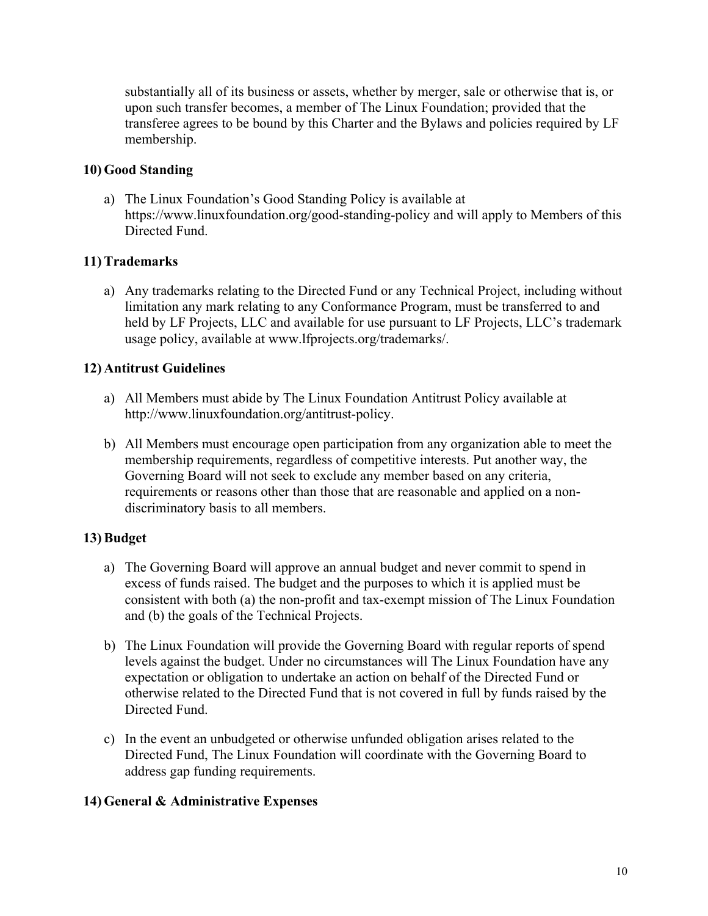substantially all of its business or assets, whether by merger, sale or otherwise that is, or upon such transfer becomes, a member of The Linux Foundation; provided that the transferee agrees to be bound by this Charter and the Bylaws and policies required by LF membership.

## 10) Good Standing

a) The Linux Foundation's Good Standing Policy is available at https://www.linuxfoundation.org/good-standing-policy and will apply to Members of this Directed Fund.

## 11) Trademarks

a) Any trademarks relating to the Directed Fund or any Technical Project, including without limitation any mark relating to any Conformance Program, must be transferred to and held by LF Projects, LLC and available for use pursuant to LF Projects, LLC's trademark usage policy, available at www.lfprojects.org/trademarks/.

## 12) Antitrust Guidelines

a) All Members must abide by The Linux Foundation Antitrust Policy available at http://www.linuxfoundation.org/antitrust-policy.

b) All Members must encourage open participation from any organization able to meet the membership requirements, regardless of competitive interests. Put another way, the Governing Board will not seek to exclude any member based on any criteria, requirements or reasons other than those that are reasonable and applied on a non-discriminatory basis to all members.

## 13) Budget

a) The Governing Board will approve an annual budget and never commit to spend in excess of funds raised. The budget and the purposes to which it is applied must be consistent with both (a) the non-profit and tax-exempt mission of The Linux Foundation and (b) the goals of the Technical Projects.

b) The Linux Foundation will provide the Governing Board with regular reports of spend levels against the budget. Under no circumstances will The Linux Foundation have any expectation or obligation to undertake an action on behalf of the Directed Fund or otherwise related to the Directed Fund that is not covered in full by funds raised by the Directed Fund.

c) In the event an unbudgeted or otherwise unfunded obligation arises related to the Directed Fund, The Linux Foundation will coordinate with the Governing Board to address gap funding requirements.

## 14) General & Administrative Expenses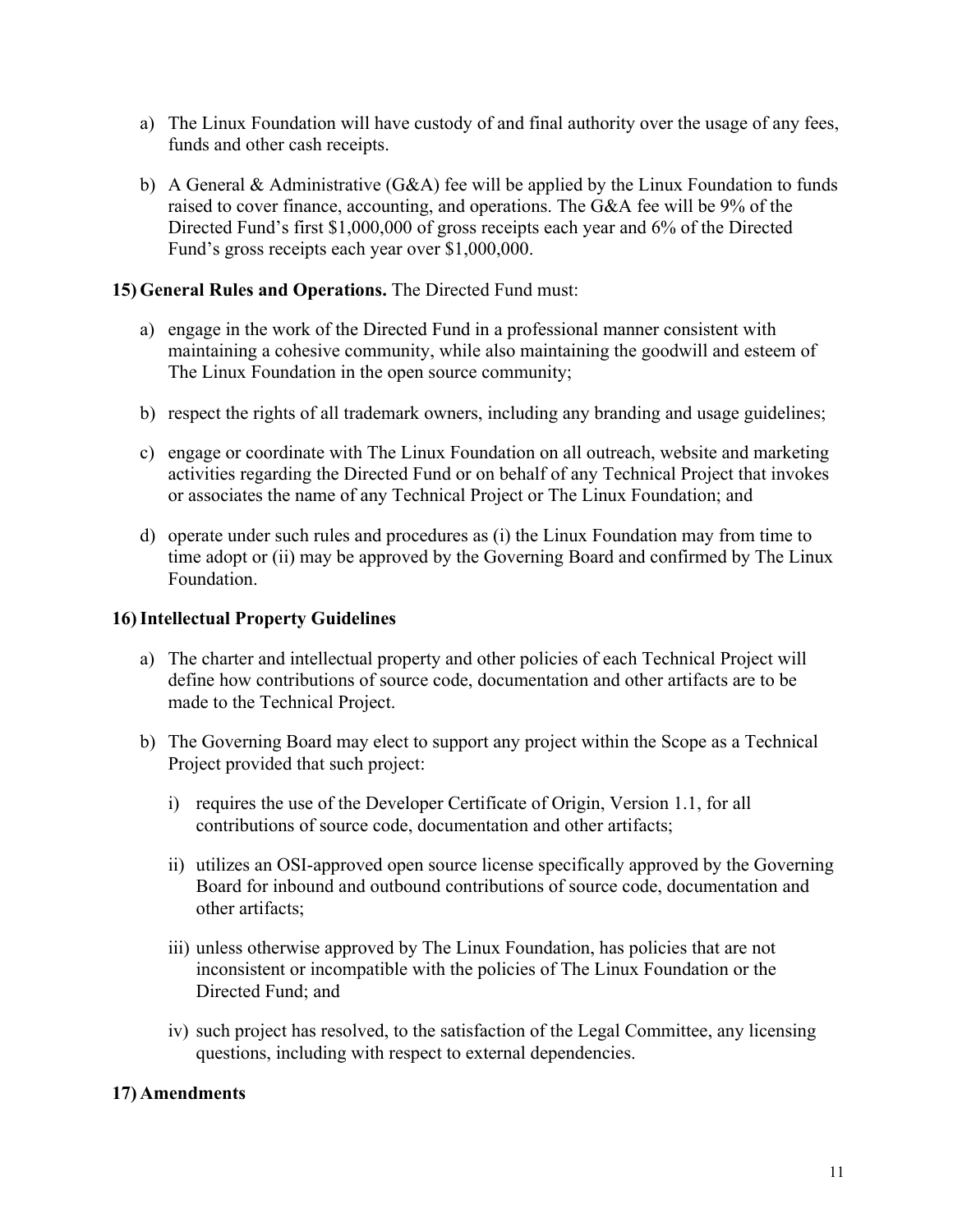a) The Linux Foundation will have custody of and final authority over the usage of any fees, funds and other cash receipts.

b) A General & Administrative (G&A) fee will be applied by the Linux Foundation to funds raised to cover finance, accounting, and operations. The G&A fee will be 9% of the Directed Fund's first $1,000,000 of gross receipts each year and 6% of the Directed Fund's gross receipts each year over $1,000,000.

**15) General Rules and Operations.** The Directed Fund must:

a) engage in the work of the Directed Fund in a professional manner consistent with maintaining a cohesive community, while also maintaining the goodwill and esteem of The Linux Foundation in the open source community;

b) respect the rights of all trademark owners, including any branding and usage guidelines;

c) engage or coordinate with The Linux Foundation on all outreach, website and marketing activities regarding the Directed Fund or on behalf of any Technical Project that invokes or associates the name of any Technical Project or The Linux Foundation; and

d) operate under such rules and procedures as (i) the Linux Foundation may from time to time adopt or (ii) may be approved by the Governing Board and confirmed by The Linux Foundation.

**16) Intellectual Property Guidelines**

a) The charter and intellectual property and other policies of each Technical Project will define how contributions of source code, documentation and other artifacts are to be made to the Technical Project.

b) The Governing Board may elect to support any project within the Scope as a Technical Project provided that such project:

   i) requires the use of the Developer Certificate of Origin, Version 1.1, for all contributions of source code, documentation and other artifacts;

   ii) utilizes an OSI-approved open source license specifically approved by the Governing Board for inbound and outbound contributions of source code, documentation and other artifacts;

   iii) unless otherwise approved by The Linux Foundation, has policies that are not inconsistent or incompatible with the policies of The Linux Foundation or the Directed Fund; and

   iv) such project has resolved, to the satisfaction of the Legal Committee, any licensing questions, including with respect to external dependencies.

**17) Amendments**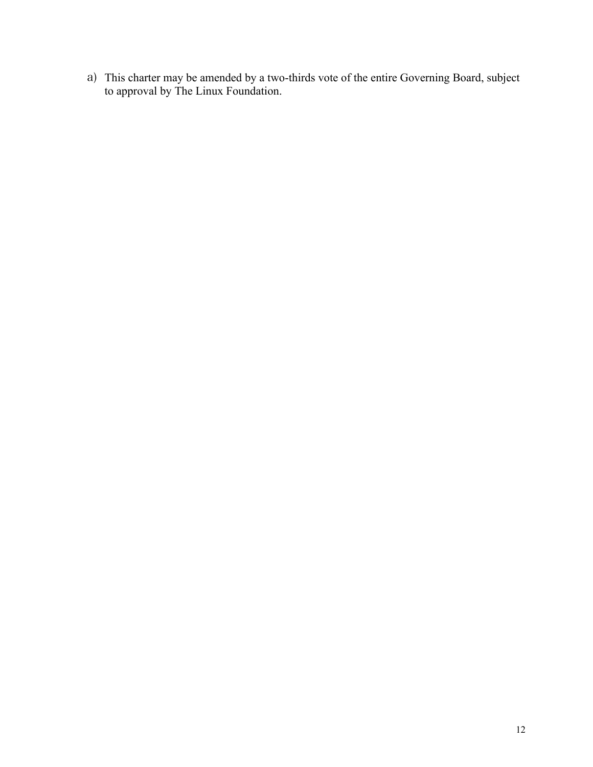a) This charter may be amended by a two-thirds vote of the entire Governing Board, subject to approval by The Linux Foundation.